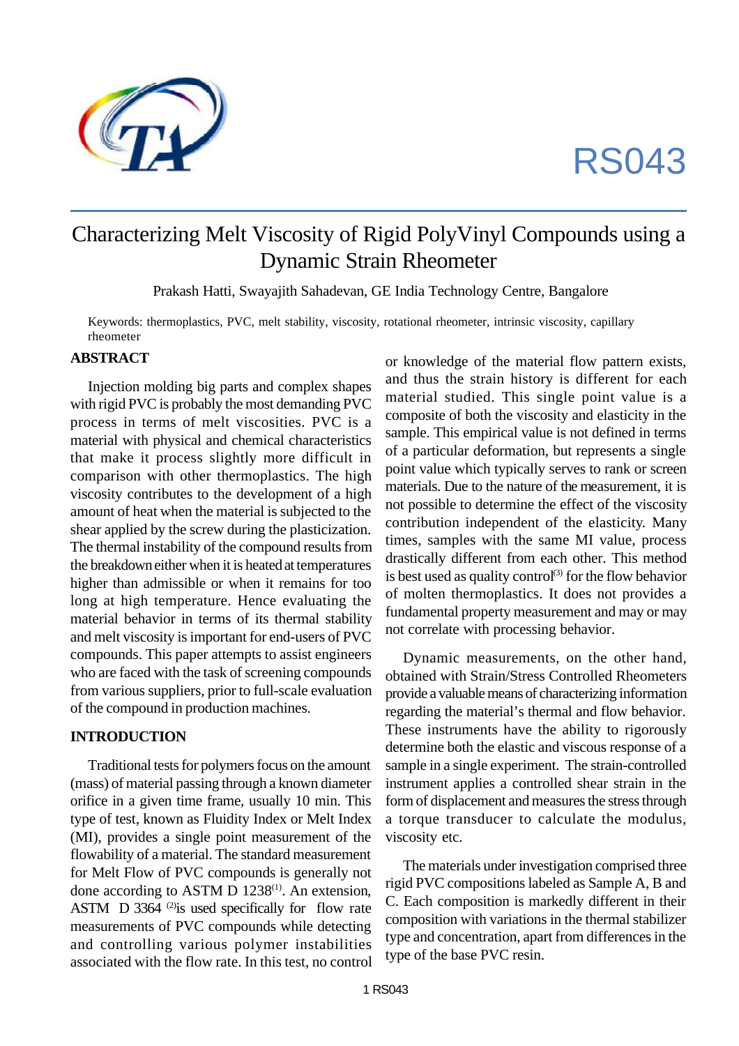RS043

# Characterizing Melt Viscosity of Rigid PolyVinyl Compounds using a Dynamic Strain Rheometer

Prakash Hatti, Swayajith Sahadevan, GE India Technology Centre, Bangalore

Keywords: thermoplastics, PVC, melt stability, viscosity, rotational rheometer, intrinsic viscosity, capillary rheometer

## ABSTRACT

Injection molding big parts and complex shapes with rigid PVC is probably the most demanding PVC process in terms of melt viscosities. PVC is a material with physical and chemical characteristics that make it process slightly more difficult in comparison with other thermoplastics. The high viscosity contributes to the development of a high amount of heat when the material is subjected to the shear applied by the screw during the plasticization. The thermal instability of the compound results from the breakdown either when it is heated at temperatures higher than admissible or when it remains for too long at high temperature. Hence evaluating the material behavior in terms of its thermal stability and melt viscosity is important for end-users of PVC compounds. This paper attempts to assist engineers who are faced with the task of screening compounds from various suppliers, prior to full-scale evaluation of the compound in production machines.

## INTRODUCTION

Traditional tests for polymers focus on the amount (mass) of material passing through a known diameter orifice in a given time frame, usually 10 min. This type of test, known as Fluidity Index or Melt Index (MI), provides a single point measurement of the flowability of a material. The standard measurement for Melt Flow of PVC compounds is generally not done according to ASTM D 1238[1]. An extension, ASTM D 3364 [2]is used specifically for flow rate measurements of PVC compounds while detecting and controlling various polymer instabilities associated with the flow rate. In this test, no control or knowledge of the material flow pattern exists, and thus the strain history is different for each material studied. This single point value is a composite of both the viscosity and elasticity in the sample. This empirical value is not defined in terms of a particular deformation, but represents a single point value which typically serves to rank or screen materials. Due to the nature of the measurement, it is not possible to determine the effect of the viscosity contribution independent of the elasticity. Many times, samples with the same MI value, process drastically different from each other. This method is best used as quality control[3] for the flow behavior of molten thermoplastics. It does not provides a fundamental property measurement and may or may not correlate with processing behavior.

Dynamic measurements, on the other hand, obtained with Strain/Stress Controlled Rheometers provide a valuable means of characterizing information regarding the material's thermal and flow behavior. These instruments have the ability to rigorously determine both the elastic and viscous response of a sample in a single experiment. The strain-controlled instrument applies a controlled shear strain in the form of displacement and measures the stress through a torque transducer to calculate the modulus, viscosity etc.

The materials under investigation comprised three rigid PVC compositions labeled as Sample A, B and C. Each composition is markedly different in their composition with variations in the thermal stabilizer type and concentration, apart from differences in the type of the base PVC resin.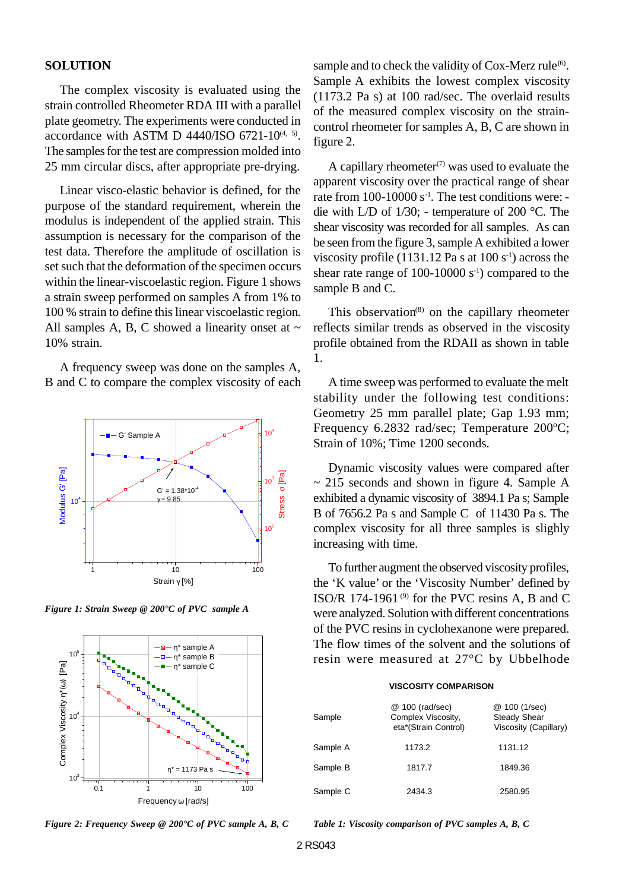## SOLUTION

The complex viscosity is evaluated using the strain controlled Rheometer RDA III with a parallel plate geometry. The experiments were conducted in accordance with ASTM D 4440/ISO 6721-10[4, 5]. The samples for the test are compression molded into 25 mm circular discs, after appropriate pre-drying.

Linear visco-elastic behavior is defined, for the purpose of the standard requirement, wherein the modulus is independent of the applied strain. This assumption is necessary for the comparison of the test data. Therefore the amplitude of oscillation is set such that the deformation of the specimen occurs within the linear-viscoelastic region. Figure 1 shows a strain sweep performed on samples A from 1% to 100 % strain to define this linear viscoelastic region. All samples A, B, C showed a linearity onset at ~ 10% strain.

A frequency sweep was done on the samples A, B and C to compare the complex viscosity of each sample and to check the validity of Cox-Merz rule[6]. Sample A exhibits the lowest complex viscosity (1173.2 Pa s) at 100 rad/sec. The overlaid results of the measured complex viscosity on the strain-control rheometer for samples A, B, C are shown in figure 2.

*Figure 1: Strain Sweep @ 200°C of PVC sample A*

*Figure 2: Frequency Sweep @ 200°C of PVC sample A, B, C*

A capillary rheometer[7] was used to evaluate the apparent viscosity over the practical range of shear rate from 100-10000 $s^{-1}$. The test conditions were: - die with L/D of 1/30; - temperature of 200 °C. The shear viscosity was recorded for all samples. As can be seen from the figure 3, sample A exhibited a lower viscosity profile (1131.12 Pa s at 100 $s^{-1}$) across the shear rate range of 100-10000 $s^{-1}$) compared to the sample B and C.

This observation[8] on the capillary rheometer reflects similar trends as observed in the viscosity profile obtained from the RDAII as shown in table 1.

A time sweep was performed to evaluate the melt stability under the following test conditions: Geometry 25 mm parallel plate; Gap 1.93 mm; Frequency 6.2832 rad/sec; Temperature 200ºC; Strain of 10%; Time 1200 seconds.

Dynamic viscosity values were compared after ~ 215 seconds and shown in figure 4. Sample A exhibited a dynamic viscosity of 3894.1 Pa s; Sample B of 7656.2 Pa s and Sample C of 11430 Pa s. The complex viscosity for all three samples is slighly increasing with time.

To further augment the observed viscosity profiles, the 'K value' or the 'Viscosity Number' defined by ISO/R 174-1961 [9] for the PVC resins A, B and C were analyzed. Solution with different concentrations of the PVC resins in cyclohexanone were prepared. The flow times of the solvent and the solutions of resin were measured at 27°C by Ubbelhode

**VISCOSITY COMPARISON**

| Sample | @ 100 (rad/sec) Complex Viscosity, eta*(Strain Control) | @ 100 (1/sec) Steady Shear Viscosity (Capillary) |
|---|---|---|
| Sample A | 1173.2 | 1131.12 |
| Sample B | 1817.7 | 1849.36 |
| Sample C | 2434.3 | 2580.95 |

*Table 1: Viscosity comparison of PVC samples A, B, C*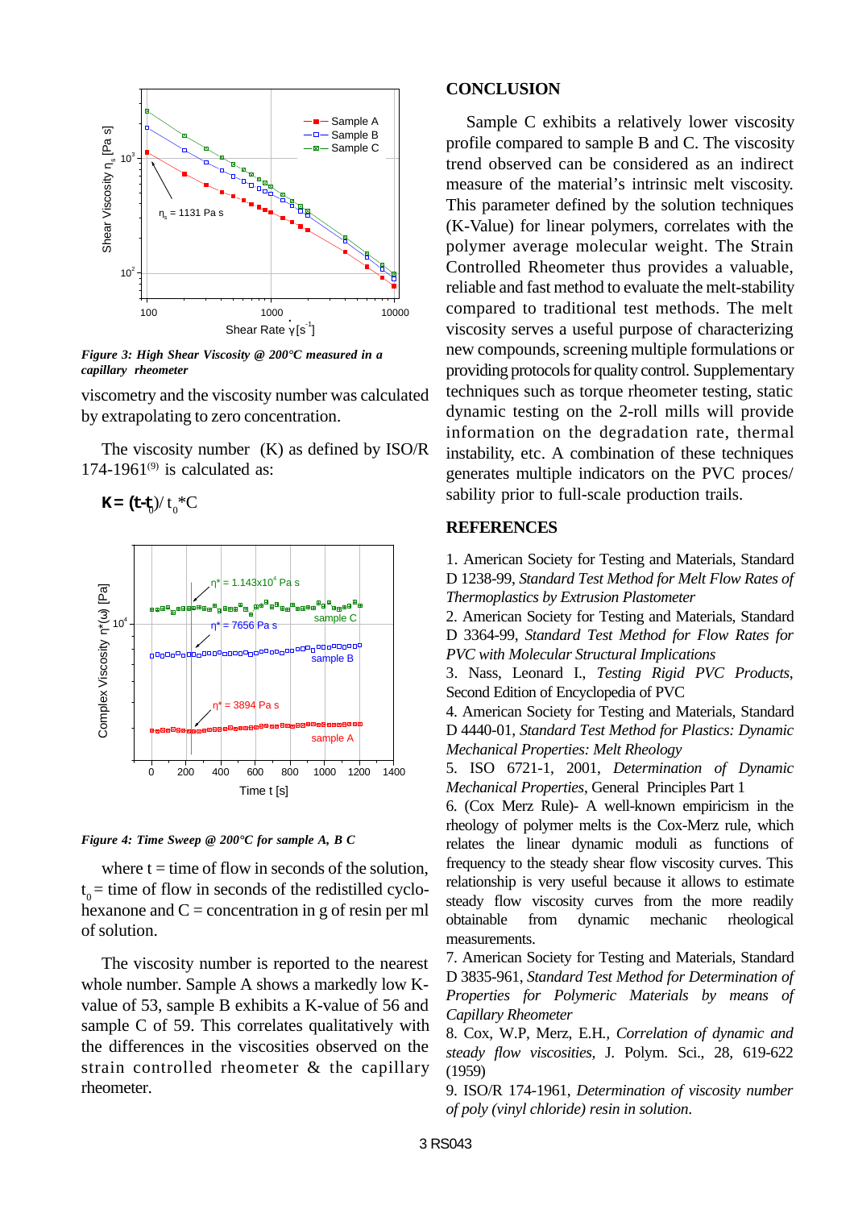Shear Viscosity $\eta_s$ [Pa s]

$10^3$

$10^2$

100

1000

10000

Shear Rate $\dot{\gamma}$ [$s^{-1}$]

Sample A

Sample B

Sample C

$\eta_s$ = 1131 Pa s

*Figure 3: High Shear Viscosity @ 200°C measured in a capillary rheometer*

viscometry and the viscosity number was calculated by extrapolating to zero concentration.

The viscosity number (K) as defined by ISO/R 174-1961[9] is calculated as:

$$\mathbf{K} = (\mathbf{t}-\mathbf{t}_0)/\, t_0 {*} C$$

Complex Viscosity $\eta^*(\omega)$ [Pa]

$10^4$

0 200 400 600 800 1000 1200 1400

Time t [s]

$\eta^*$ = 1.143x$10^4$ Pa s

sample C

$\eta^*$ = 7656 Pa s

sample B

$\eta^*$ = 3894 Pa s

sample A

*Figure 4: Time Sweep @ 200°C for sample A, B C*

where t = time of flow in seconds of the solution, $t_0$ = time of flow in seconds of the redistilled cyclohexanone and C = concentration in g of resin per ml of solution.

The viscosity number is reported to the nearest whole number. Sample A shows a markedly low K-value of 53, sample B exhibits a K-value of 56 and sample C of 59. This correlates qualitatively with the differences in the viscosities observed on the strain controlled rheometer & the capillary rheometer.

## CONCLUSION

Sample C exhibits a relatively lower viscosity profile compared to sample B and C. The viscosity trend observed can be considered as an indirect measure of the material's intrinsic melt viscosity. This parameter defined by the solution techniques (K-Value) for linear polymers, correlates with the polymer average molecular weight. The Strain Controlled Rheometer thus provides a valuable, reliable and fast method to evaluate the melt-stability compared to traditional test methods. The melt viscosity serves a useful purpose of characterizing new compounds, screening multiple formulations or providing protocols for quality control. Supplementary techniques such as torque rheometer testing, static dynamic testing on the 2-roll mills will provide information on the degradation rate, thermal instability, etc. A combination of these techniques generates multiple indicators on the PVC proces/sability prior to full-scale production trails.

## REFERENCES

1. American Society for Testing and Materials, Standard D 1238-99, *Standard Test Method for Melt Flow Rates of Thermoplastics by Extrusion Plastometer*
2. American Society for Testing and Materials, Standard D 3364-99, *Standard Test Method for Flow Rates for PVC with Molecular Structural Implications*
3. Nass, Leonard I., *Testing Rigid PVC Products*, Second Edition of Encyclopedia of PVC
4. American Society for Testing and Materials, Standard D 4440-01, *Standard Test Method for Plastics: Dynamic Mechanical Properties: Melt Rheology*
5. ISO 6721-1, 2001, *Determination of Dynamic Mechanical Properties*, General Principles Part 1
6. (Cox Merz Rule)- A well-known empiricism in the rheology of polymer melts is the Cox-Merz rule, which relates the linear dynamic moduli as functions of frequency to the steady shear flow viscosity curves. This relationship is very useful because it allows to estimate steady flow viscosity curves from the more readily obtainable from dynamic mechanic rheological measurements.
7. American Society for Testing and Materials, Standard D 3835-961, *Standard Test Method for Determination of Properties for Polymeric Materials by means of Capillary Rheometer*
8. Cox, W.P, Merz, E.H., *Correlation of dynamic and steady flow viscosities*, J. Polym. Sci., 28, 619-622 (1959)
9. ISO/R 174-1961, *Determination of viscosity number of poly (vinyl chloride) resin in solution.*